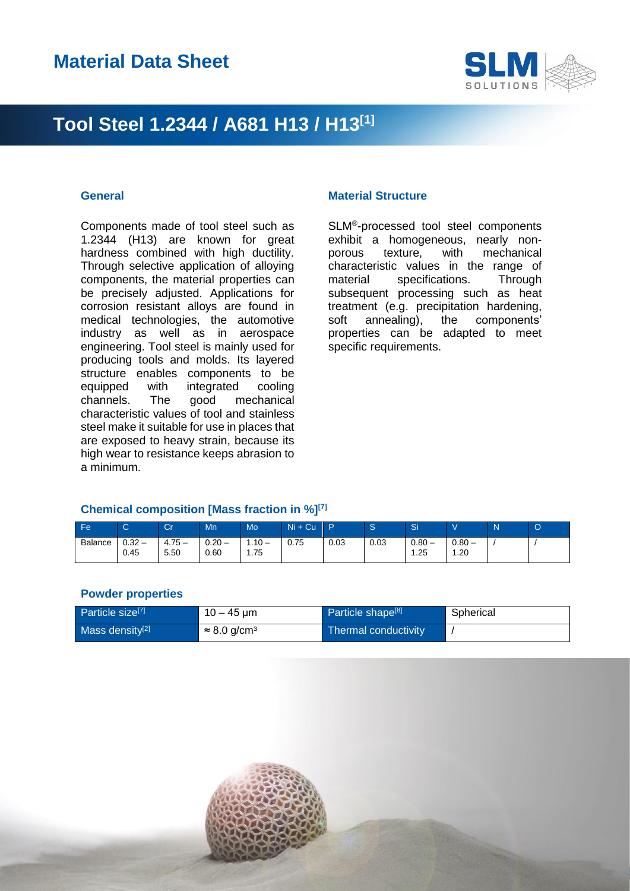# Material Data Sheet

## Tool Steel 1.2344 / A681 H13 / H13[1]

### General

Components made of tool steel such as 1.2344 (H13) are known for great hardness combined with high ductility. Through selective application of alloying components, the material properties can be precisely adjusted. Applications for corrosion resistant alloys are found in medical technologies, the automotive industry as well as in aerospace engineering. Tool steel is mainly used for producing tools and molds. Its layered structure enables components to be equipped with integrated cooling channels. The good mechanical characteristic values of tool and stainless steel make it suitable for use in places that are exposed to heavy strain, because its high wear to resistance keeps abrasion to a minimum.

### Material Structure

SLM®-processed tool steel components exhibit a homogeneous, nearly non-porous texture, with mechanical characteristic values in the range of material specifications. Through subsequent processing such as heat treatment (e.g. precipitation hardening, soft annealing), the components' properties can be adapted to meet specific requirements.

### Chemical composition [Mass fraction in %][7]

| Fe | C | Cr | Mn | Mo | Ni + Cu | P | S | Si | V | N | O |
|---|---|---|---|---|---|---|---|---|---|---|---|
| Balance | 0.32 – 0.45 | 4.75 – 5.50 | 0.20 – 0.60 | 1.10 – 1.75 | 0.75 | 0.03 | 0.03 | 0.80 – 1.25 | 0.80 – 1.20 | / | / |

### Powder properties

| Particle size[7] | 10 – 45 µm | Particle shape[8] | Spherical |
|---|---|---|---|
| Mass density[2] | ≈ 8.0 g/cm³ | Thermal conductivity | / |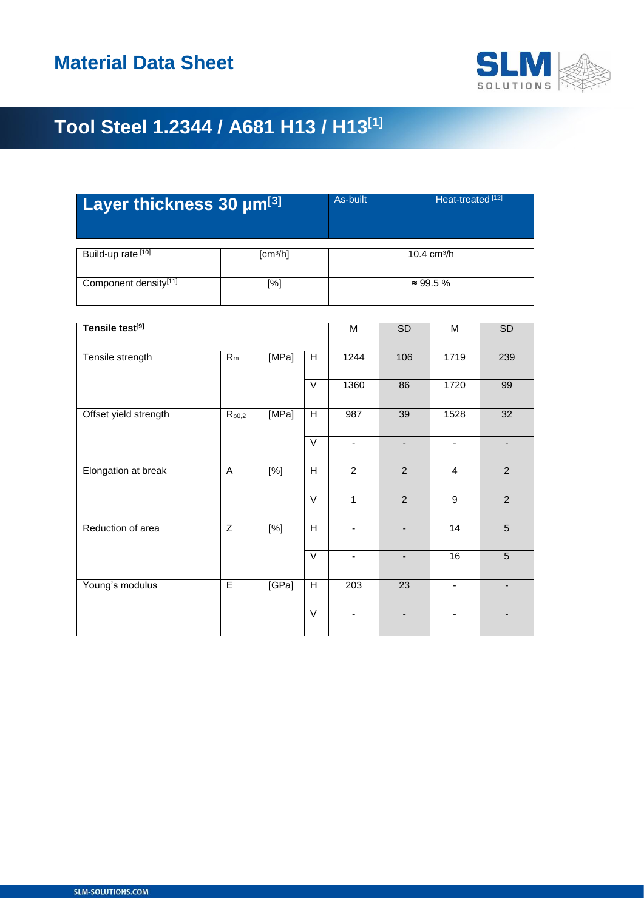# Material Data Sheet

## Tool Steel 1.2344 / A681 H13 / H13[1]

| Layer thickness 30 µm[3] | | | | As-built | | Heat-treated [12] | |
|---|---|---|---|---|---|---|---|
| Build-up rate [10] | [cm³/h] | | | 10.4 cm³/h | | | |
| Component density[11] | [%] | | | ≈ 99.5 % | | | |

| Tensile test[9] | | | | M | SD | M | SD |
|---|---|---|---|---|---|---|---|
| Tensile strength | $R_m$ | [MPa] | H | 1244 | 106 | 1719 | 239 |
| | | | V | 1360 | 86 | 1720 | 99 |
| Offset yield strength | $R_{p0,2}$ | [MPa] | H | 987 | 39 | 1528 | 32 |
| | | | V | - | - | - | - |
| Elongation at break | A | [%] | H | 2 | 2 | 4 | 2 |
| | | | V | 1 | 2 | 9 | 2 |
| Reduction of area | Z | [%] | H | - | - | 14 | 5 |
| | | | V | - | - | 16 | 5 |
| Young's modulus | E | [GPa] | H | 203 | 23 | - | - |
| | | | V | - | - | - | - |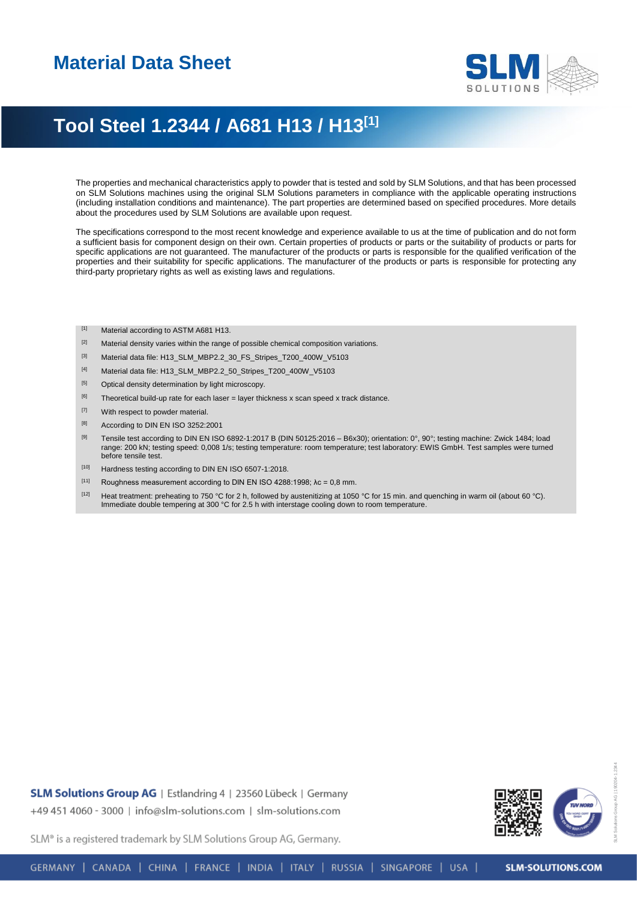# Material Data Sheet

## Tool Steel 1.2344 / A681 H13 / H13[1]

The properties and mechanical characteristics apply to powder that is tested and sold by SLM Solutions, and that has been processed on SLM Solutions machines using the original SLM Solutions parameters in compliance with the applicable operating instructions (including installation conditions and maintenance). The part properties are determined based on specified procedures. More details about the procedures used by SLM Solutions are available upon request.

The specifications correspond to the most recent knowledge and experience available to us at the time of publication and do not form a sufficient basis for component design on their own. Certain properties of products or parts or the suitability of products or parts for specific applications are not guaranteed. The manufacturer of the products or parts is responsible for the qualified verification of the properties and their suitability for specific applications. The manufacturer of the products or parts is responsible for protecting any third-party proprietary rights as well as existing laws and regulations.

[1] Material according to ASTM A681 H13.

[2] Material density varies within the range of possible chemical composition variations.

[3] Material data file: H13_SLM_MBP2.2_30_FS_Stripes_T200_400W_V5103

[4] Material data file: H13_SLM_MBP2.2_50_Stripes_T200_400W_V5103

[5] Optical density determination by light microscopy.

[6] Theoretical build-up rate for each laser = layer thickness x scan speed x track distance.

[7] With respect to powder material.

[8] According to DIN EN ISO 3252:2001

[9] Tensile test according to DIN EN ISO 6892-1:2017 B (DIN 50125:2016 – B6x30); orientation: 0°, 90°; testing machine: Zwick 1484; load range: 200 kN; testing speed: 0,008 1/s; testing temperature: room temperature; test laboratory: EWIS GmbH. Test samples were turned before tensile test.

[10] Hardness testing according to DIN EN ISO 6507-1:2018.

[11] Roughness measurement according to DIN EN ISO 4288:1998; λc = 0,8 mm.

[12] Heat treatment: preheating to 750 °C for 2 h, followed by austenitizing at 1050 °C for 15 min. and quenching in warm oil (about 60 °C). Immediate double tempering at 300 °C for 2.5 h with interstage cooling down to room temperature.

**SLM Solutions Group AG** | Estlandring 4 | 23560 Lübeck | Germany
+49 451 4060 - 3000 | info@slm-solutions.com | slm-solutions.com

SLM® is a registered trademark by SLM Solutions Group AG, Germany.

SLM Solutions Group AG | 190204-1.2344

GERMANY | CANADA | CHINA | FRANCE | INDIA | ITALY | RUSSIA | SINGAPORE | USA | **SLM-SOLUTIONS.COM**